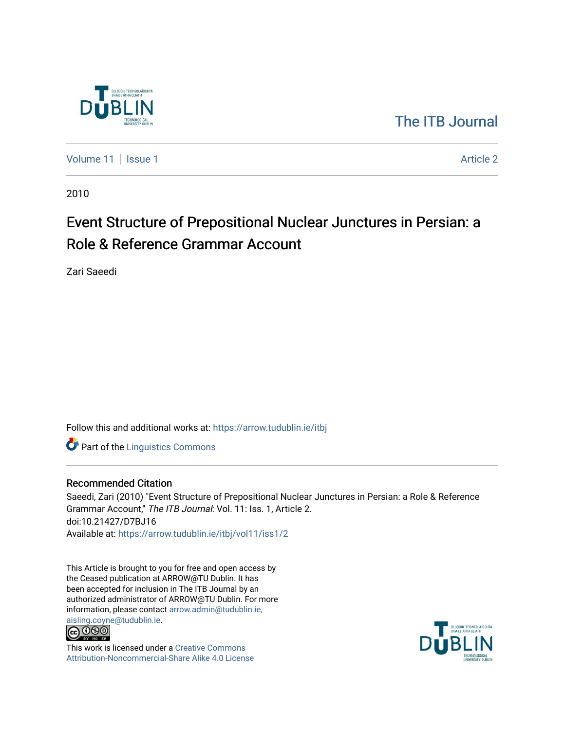The ITB Journal

Volume 11 | Issue 1 | Article 2

2010

# Event Structure of Prepositional Nuclear Junctures in Persian: a Role & Reference Grammar Account

Zari Saeedi

Follow this and additional works at: https://arrow.tudublin.ie/itbj

Part of the Linguistics Commons

## Recommended Citation

Saeedi, Zari (2010) "Event Structure of Prepositional Nuclear Junctures in Persian: a Role & Reference Grammar Account," *The ITB Journal*: Vol. 11: Iss. 1, Article 2.
doi:10.21427/D7BJ16
Available at: https://arrow.tudublin.ie/itbj/vol11/iss1/2

This Article is brought to you for free and open access by the Ceased publication at ARROW@TU Dublin. It has been accepted for inclusion in The ITB Journal by an authorized administrator of ARROW@TU Dublin. For more information, please contact arrow.admin@tudublin.ie, aisling.coyne@tudublin.ie.

This work is licensed under a Creative Commons Attribution-Noncommercial-Share Alike 4.0 License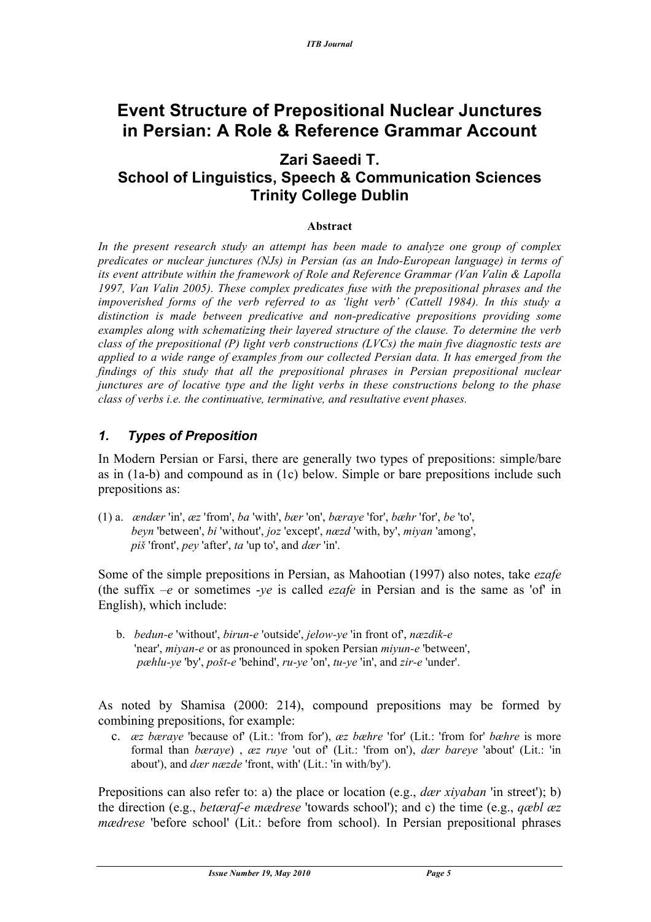# Event Structure of Prepositional Nuclear Junctures in Persian: A Role & Reference Grammar Account

## Zari Saeedi T.

## School of Linguistics, Speech & Communication Sciences

## Trinity College Dublin

**Abstract**

*In the present research study an attempt has been made to analyze one group of complex predicates or nuclear junctures (NJs) in Persian (as an Indo-European language) in terms of its event attribute within the framework of Role and Reference Grammar (Van Valin & Lapolla 1997, Van Valin 2005). These complex predicates fuse with the prepositional phrases and the impoverished forms of the verb referred to as 'light verb' (Cattell 1984). In this study a distinction is made between predicative and non-predicative prepositions providing some examples along with schematizing their layered structure of the clause. To determine the verb class of the prepositional (P) light verb constructions (LVCs) the main five diagnostic tests are applied to a wide range of examples from our collected Persian data. It has emerged from the findings of this study that all the prepositional phrases in Persian prepositional nuclear junctures are of locative type and the light verbs in these constructions belong to the phase class of verbs i.e. the continuative, terminative, and resultative event phases.*

### *1. Types of Preposition*

In Modern Persian or Farsi, there are generally two types of prepositions: simple/bare as in (1a-b) and compound as in (1c) below. Simple or bare prepositions include such prepositions as:

(1) a. *ændær* 'in', *æz* 'from', *ba* 'with', *bær* 'on', *bæraye* 'for', *bæhr* 'for', *be* 'to', *beyn* 'between', *bi* 'without', *joz* 'except', *næzd* 'with, by', *miyan* 'among', *piš* 'front', *pey* 'after', *ta* 'up to', and *dær* 'in'.

Some of the simple prepositions in Persian, as Mahootian (1997) also notes, take *ezafe* (the suffix *–e* or sometimes *-ye* is called *ezafe* in Persian and is the same as 'of' in English), which include:

b. *bedun-e* 'without', *birun-e* 'outside', *jelow-ye* 'in front of', *næzdik-e* 'near', *miyan-e* or as pronounced in spoken Persian *miyun-e* 'between', *pæhlu-ye* 'by', *pošt-e* 'behind', *ru-ye* 'on', *tu-ye* 'in', and *zir-e* 'under'.

As noted by Shamisa (2000: 214), compound prepositions may be formed by combining prepositions, for example:

c. *æz bæraye* 'because of' (Lit.: 'from for'), *æz bæhre* 'for' (Lit.: 'from for' *bæhre* is more formal than *bæraye*) , *æz ruye* 'out of' (Lit.: 'from on'), *dær bareye* 'about' (Lit.: 'in about'), and *dær næzde* 'front, with' (Lit.: 'in with/by').

Prepositions can also refer to: a) the place or location (e.g., *dær xiyaban* 'in street'); b) the direction (e.g., *betæraf-e mædrese* 'towards school'); and c) the time (e.g., *qæbl æz mædrese* 'before school' (Lit.: before from school). In Persian prepositional phrases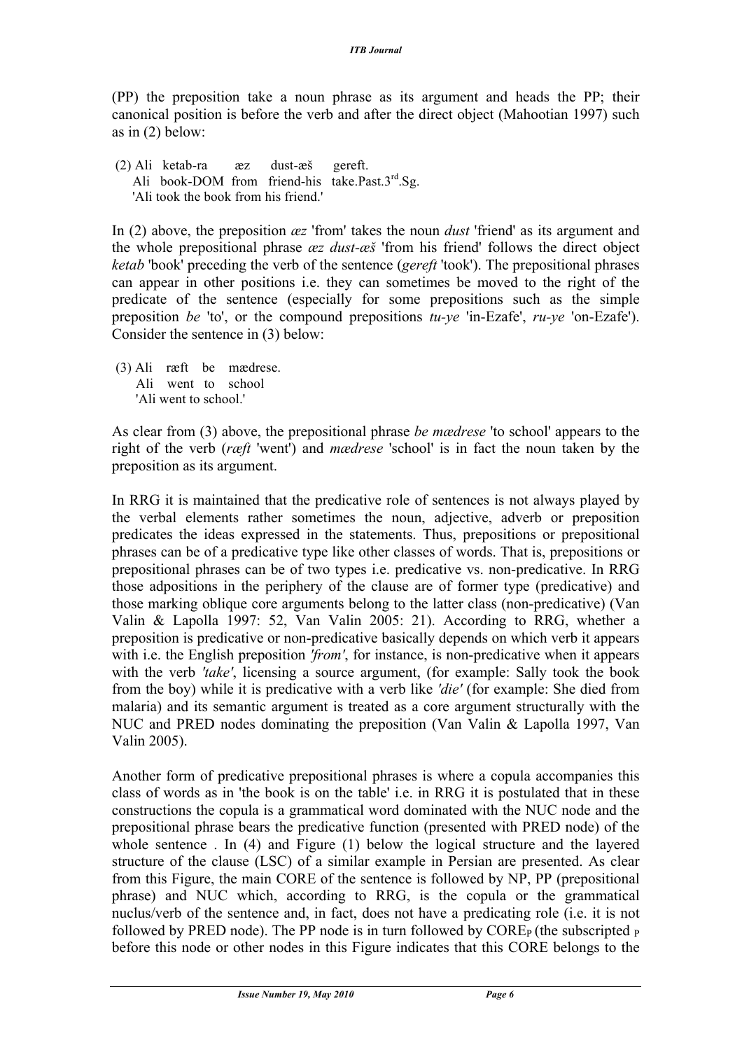(PP) the preposition take a noun phrase as its argument and heads the PP; their canonical position is before the verb and after the direct object (Mahootian 1997) such as in (2) below:

(2) Ali ketab-ra æz dust-æš gereft.
Ali book-DOM from friend-his take.Past.3rd.Sg.
'Ali took the book from his friend.'

In (2) above, the preposition *æz* 'from' takes the noun *dust* 'friend' as its argument and the whole prepositional phrase *æz dust-æš* 'from his friend' follows the direct object *ketab* 'book' preceding the verb of the sentence (*gereft* 'took'). The prepositional phrases can appear in other positions i.e. they can sometimes be moved to the right of the predicate of the sentence (especially for some prepositions such as the simple preposition *be* 'to', or the compound prepositions *tu-ye* 'in-Ezafe', *ru-ye* 'on-Ezafe'). Consider the sentence in (3) below:

(3) Ali ræft be mædrese.
Ali went to school
'Ali went to school.'

As clear from (3) above, the prepositional phrase *be mædrese* 'to school' appears to the right of the verb (*ræft* 'went') and *mædrese* 'school' is in fact the noun taken by the preposition as its argument.

In RRG it is maintained that the predicative role of sentences is not always played by the verbal elements rather sometimes the noun, adjective, adverb or preposition predicates the ideas expressed in the statements. Thus, prepositions or prepositional phrases can be of a predicative type like other classes of words. That is, prepositions or prepositional phrases can be of two types i.e. predicative vs. non-predicative. In RRG those adpositions in the periphery of the clause are of former type (predicative) and those marking oblique core arguments belong to the latter class (non-predicative) (Van Valin & Lapolla 1997: 52, Van Valin 2005: 21). According to RRG, whether a preposition is predicative or non-predicative basically depends on which verb it appears with i.e. the English preposition *'from'*, for instance, is non-predicative when it appears with the verb *'take'*, licensing a source argument, (for example: Sally took the book from the boy) while it is predicative with a verb like *'die'* (for example: She died from malaria) and its semantic argument is treated as a core argument structurally with the NUC and PRED nodes dominating the preposition (Van Valin & Lapolla 1997, Van Valin 2005).

Another form of predicative prepositional phrases is where a copula accompanies this class of words as in 'the book is on the table' i.e. in RRG it is postulated that in these constructions the copula is a grammatical word dominated with the NUC node and the prepositional phrase bears the predicative function (presented with PRED node) of the whole sentence . In (4) and Figure (1) below the logical structure and the layered structure of the clause (LSC) of a similar example in Persian are presented. As clear from this Figure, the main CORE of the sentence is followed by NP, PP (prepositional phrase) and NUC which, according to RRG, is the copula or the grammatical nuclus/verb of the sentence and, in fact, does not have a predicating role (i.e. it is not followed by PRED node). The PP node is in turn followed by $CORE_P$ (the subscripted $_P$ before this node or other nodes in this Figure indicates that this CORE belongs to the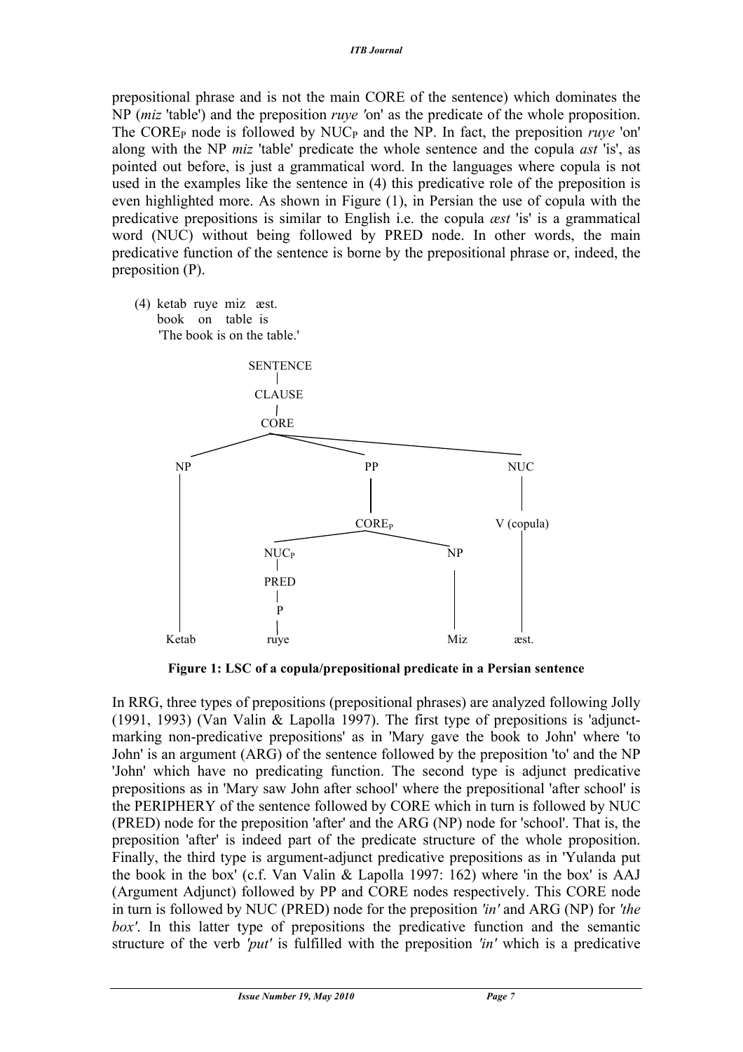prepositional phrase and is not the main CORE of the sentence) which dominates the NP (*miz* 'table') and the preposition *ruye* 'on' as the predicate of the whole proposition. The $CORE_P$ node is followed by $NUC_P$ and the NP. In fact, the preposition *ruye* 'on' along with the NP *miz* 'table' predicate the whole sentence and the copula *ast* 'is', as pointed out before, is just a grammatical word. In the languages where copula is not used in the examples like the sentence in (4) this predicative role of the preposition is even highlighted more. As shown in Figure (1), in Persian the use of copula with the predicative prepositions is similar to English i.e. the copula *æst* 'is' is a grammatical word (NUC) without being followed by PRED node. In other words, the main predicative function of the sentence is borne by the prepositional phrase or, indeed, the preposition (P).

(4) ketab ruye miz æst.
book on table is
'The book is on the table.'

```
SENTENCE
   |
 CLAUSE
   |
  CORE
   ├── NP ──────────────────────────── Ketab
   ├── PP
   │    └── CORE_P
   │          ├── NUC_P
   │          │     └── PRED
   │          │           └── P ────── ruye
   │          └── NP ───────────────── Miz
   └── NUC
         └── V (copula) ────────────── æst.
```

**Figure 1: LSC of a copula/prepositional predicate in a Persian sentence**

In RRG, three types of prepositions (prepositional phrases) are analyzed following Jolly (1991, 1993) (Van Valin & Lapolla 1997). The first type of prepositions is 'adjunct-marking non-predicative prepositions' as in 'Mary gave the book to John' where 'to John' is an argument (ARG) of the sentence followed by the preposition 'to' and the NP 'John' which have no predicating function. The second type is adjunct predicative prepositions as in 'Mary saw John after school' where the prepositional 'after school' is the PERIPHERY of the sentence followed by CORE which in turn is followed by NUC (PRED) node for the preposition 'after' and the ARG (NP) node for 'school'. That is, the preposition 'after' is indeed part of the predicate structure of the whole proposition. Finally, the third type is argument-adjunct predicative prepositions as in 'Yulanda put the book in the box' (c.f. Van Valin & Lapolla 1997: 162) where 'in the box' is AAJ (Argument Adjunct) followed by PP and CORE nodes respectively. This CORE node in turn is followed by NUC (PRED) node for the preposition *'in'* and ARG (NP) for *'the box'*. In this latter type of prepositions the predicative function and the semantic structure of the verb *'put'* is fulfilled with the preposition *'in'* which is a predicative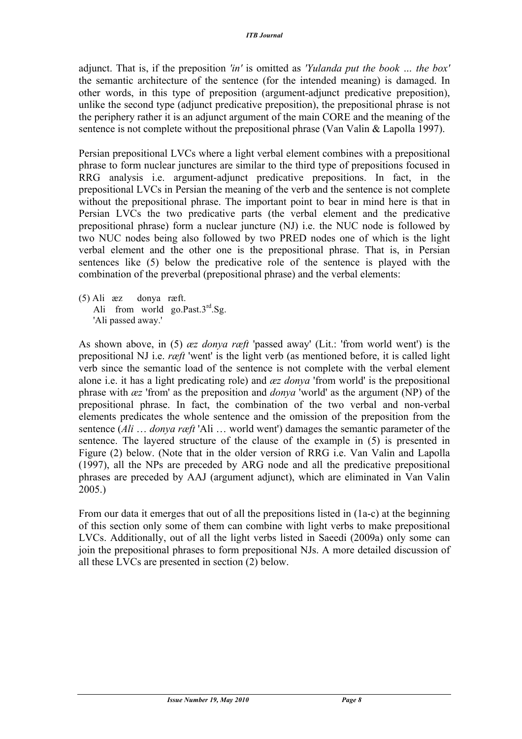adjunct. That is, if the preposition *'in'* is omitted as *'Yulanda put the book … the box'* the semantic architecture of the sentence (for the intended meaning) is damaged. In other words, in this type of preposition (argument-adjunct predicative preposition), unlike the second type (adjunct predicative preposition), the prepositional phrase is not the periphery rather it is an adjunct argument of the main CORE and the meaning of the sentence is not complete without the prepositional phrase (Van Valin & Lapolla 1997).

Persian prepositional LVCs where a light verbal element combines with a prepositional phrase to form nuclear junctures are similar to the third type of prepositions focused in RRG analysis i.e. argument-adjunct predicative prepositions. In fact, in the prepositional LVCs in Persian the meaning of the verb and the sentence is not complete without the prepositional phrase. The important point to bear in mind here is that in Persian LVCs the two predicative parts (the verbal element and the predicative prepositional phrase) form a nuclear juncture (NJ) i.e. the NUC node is followed by two NUC nodes being also followed by two PRED nodes one of which is the light verbal element and the other one is the prepositional phrase. That is, in Persian sentences like (5) below the predicative role of the sentence is played with the combination of the preverbal (prepositional phrase) and the verbal elements:

(5) Ali æz donya ræft.
Ali from world go.Past.3rd.Sg.
'Ali passed away.'

As shown above, in (5) *æz donya ræft* 'passed away' (Lit.: 'from world went') is the prepositional NJ i.e. *ræft* 'went' is the light verb (as mentioned before, it is called light verb since the semantic load of the sentence is not complete with the verbal element alone i.e. it has a light predicating role) and *æz donya* 'from world' is the prepositional phrase with *æz* 'from' as the preposition and *donya* 'world' as the argument (NP) of the prepositional phrase. In fact, the combination of the two verbal and non-verbal elements predicates the whole sentence and the omission of the preposition from the sentence (*Ali … donya ræft* 'Ali … world went') damages the semantic parameter of the sentence. The layered structure of the clause of the example in (5) is presented in Figure (2) below. (Note that in the older version of RRG i.e. Van Valin and Lapolla (1997), all the NPs are preceded by ARG node and all the predicative prepositional phrases are preceded by AAJ (argument adjunct), which are eliminated in Van Valin 2005.)

From our data it emerges that out of all the prepositions listed in (1a-c) at the beginning of this section only some of them can combine with light verbs to make prepositional LVCs. Additionally, out of all the light verbs listed in Saeedi (2009a) only some can join the prepositional phrases to form prepositional NJs. A more detailed discussion of all these LVCs are presented in section (2) below.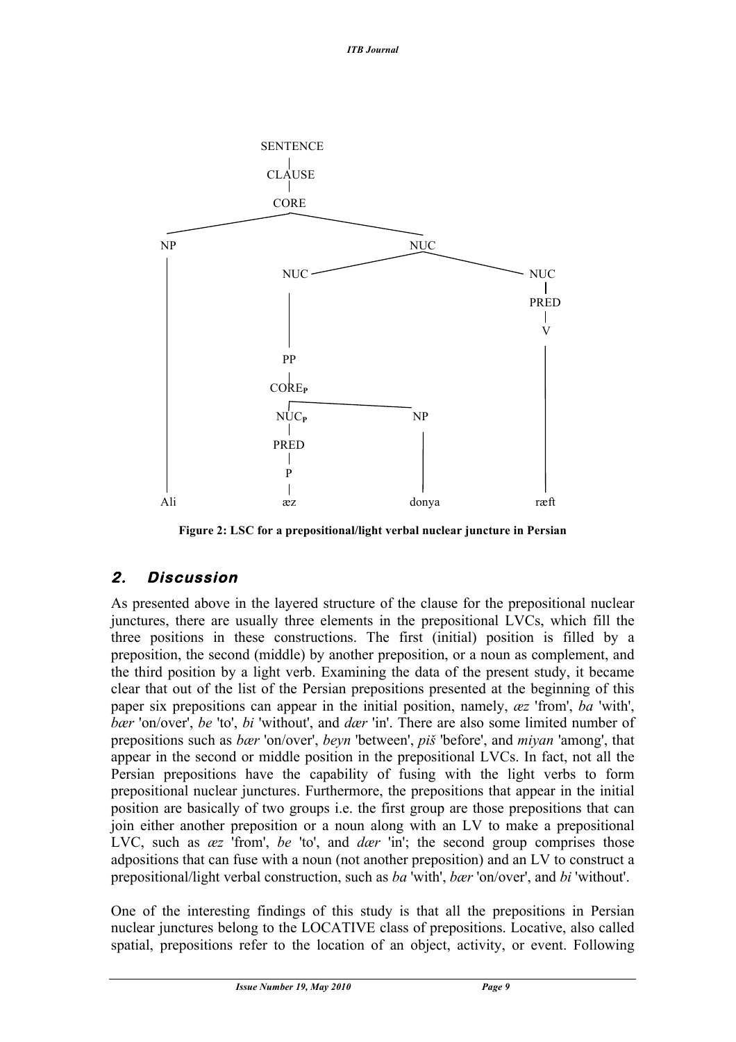```
SENTENCE
   |
CLAUSE
   |
 CORE
 ├── NP ─────────────────────────────── Ali
 └── NUC
      ├── NUC
      │    └── PP
      │         └── CORE_P
      │              ├── NUC_P
      │              │    └── PRED
      │              │         └── P ── æz
      │              └── NP ─────────── donya
      └── NUC
           └── PRED
                └── V ───────────────── ræft
```

**Figure 2: LSC for a prepositional/light verbal nuclear juncture in Persian**

## 2. Discussion

As presented above in the layered structure of the clause for the prepositional nuclear junctures, there are usually three elements in the prepositional LVCs, which fill the three positions in these constructions. The first (initial) position is filled by a preposition, the second (middle) by another preposition, or a noun as complement, and the third position by a light verb. Examining the data of the present study, it became clear that out of the list of the Persian prepositions presented at the beginning of this paper six prepositions can appear in the initial position, namely, *æz* 'from', *ba* 'with', *bær* 'on/over', *be* 'to', *bi* 'without', and *dær* 'in'. There are also some limited number of prepositions such as *bær* 'on/over', *beyn* 'between', *piš* 'before', and *miyan* 'among', that appear in the second or middle position in the prepositional LVCs. In fact, not all the Persian prepositions have the capability of fusing with the light verbs to form prepositional nuclear junctures. Furthermore, the prepositions that appear in the initial position are basically of two groups i.e. the first group are those prepositions that can join either another preposition or a noun along with an LV to make a prepositional LVC, such as *æz* 'from', *be* 'to', and *dær* 'in'; the second group comprises those adpositions that can fuse with a noun (not another preposition) and an LV to construct a prepositional/light verbal construction, such as *ba* 'with', *bær* 'on/over', and *bi* 'without'.

One of the interesting findings of this study is that all the prepositions in Persian nuclear junctures belong to the LOCATIVE class of prepositions. Locative, also called spatial, prepositions refer to the location of an object, activity, or event. Following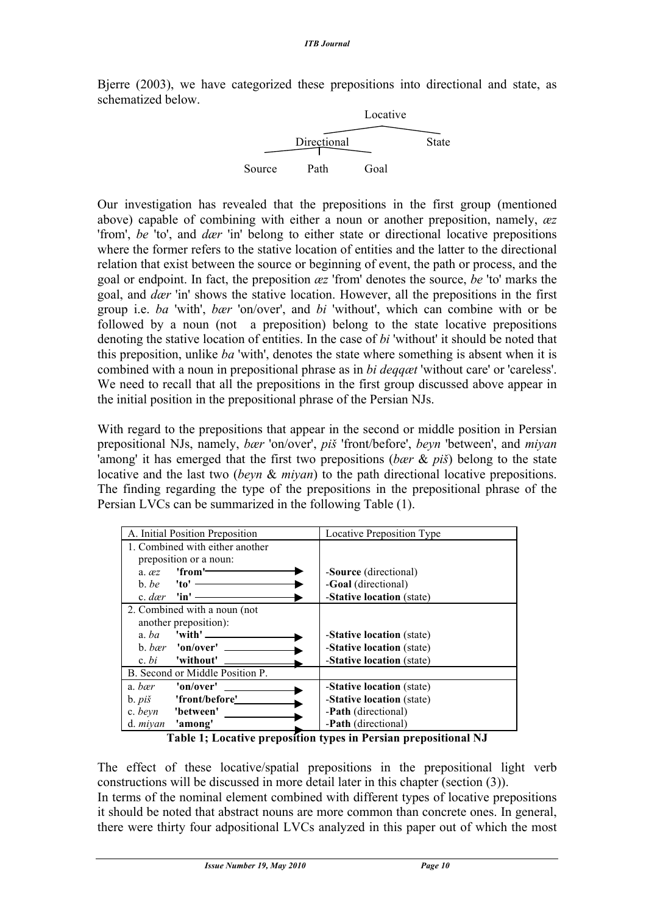Bjerre (2003), we have categorized these prepositions into directional and state, as schematized below.

```
                 Locative
           /                 \
     Directional            State
    /     |      \
Source   Path   Goal
```

Our investigation has revealed that the prepositions in the first group (mentioned above) capable of combining with either a noun or another preposition, namely, *æz* 'from', *be* 'to', and *dær* 'in' belong to either state or directional locative prepositions where the former refers to the stative location of entities and the latter to the directional relation that exist between the source or beginning of event, the path or process, and the goal or endpoint. In fact, the preposition *æz* 'from' denotes the source, *be* 'to' marks the goal, and *dær* 'in' shows the stative location. However, all the prepositions in the first group i.e. *ba* 'with', *bær* 'on/over', and *bi* 'without', which can combine with or be followed by a noun (not a preposition) belong to the state locative prepositions denoting the stative location of entities. In the case of *bi* 'without' it should be noted that this preposition, unlike *ba* 'with', denotes the state where something is absent when it is combined with a noun in prepositional phrase as in *bi deqqæt* 'without care' or 'careless'. We need to recall that all the prepositions in the first group discussed above appear in the initial position in the prepositional phrase of the Persian NJs.

With regard to the prepositions that appear in the second or middle position in Persian prepositional NJs, namely, *bær* 'on/over', *piš* 'front/before', *beyn* 'between', and *miyan* 'among' it has emerged that the first two prepositions (*bær* & *piš*) belong to the state locative and the last two (*beyn* & *miyan*) to the path directional locative prepositions. The finding regarding the type of the prepositions in the prepositional phrase of the Persian LVCs can be summarized in the following Table (1).

| A. Initial Position Preposition | Locative Preposition Type |
|---|---|
| 1. Combined with either another preposition or a noun: | |
| a. *æz* **'from'** → | -**Source** (directional) |
| b. *be* **'to'** → | -**Goal** (directional) |
| c. *dær* **'in'** → | -**Stative location** (state) |
| 2. Combined with a noun (not another preposition): | |
| a. *ba* **'with'** → | -**Stative location** (state) |
| b. *bær* **'on/over'** → | -**Stative location** (state) |
| c. *bi* **'without'** → | -**Stative location** (state) |
| B. Second or Middle Position P. | |
| a. *bær* **'on/over'** → | -**Stative location** (state) |
| b. *piš* **'front/before'** → | -**Stative location** (state) |
| c. *beyn* **'between'** → | -**Path** (directional) |
| d. *miyan* **'among'** → | -**Path** (directional) |

**Table 1; Locative preposition types in Persian prepositional NJ**

The effect of these locative/spatial prepositions in the prepositional light verb constructions will be discussed in more detail later in this chapter (section (3)).

In terms of the nominal element combined with different types of locative prepositions it should be noted that abstract nouns are more common than concrete ones. In general, there were thirty four adpositional LVCs analyzed in this paper out of which the most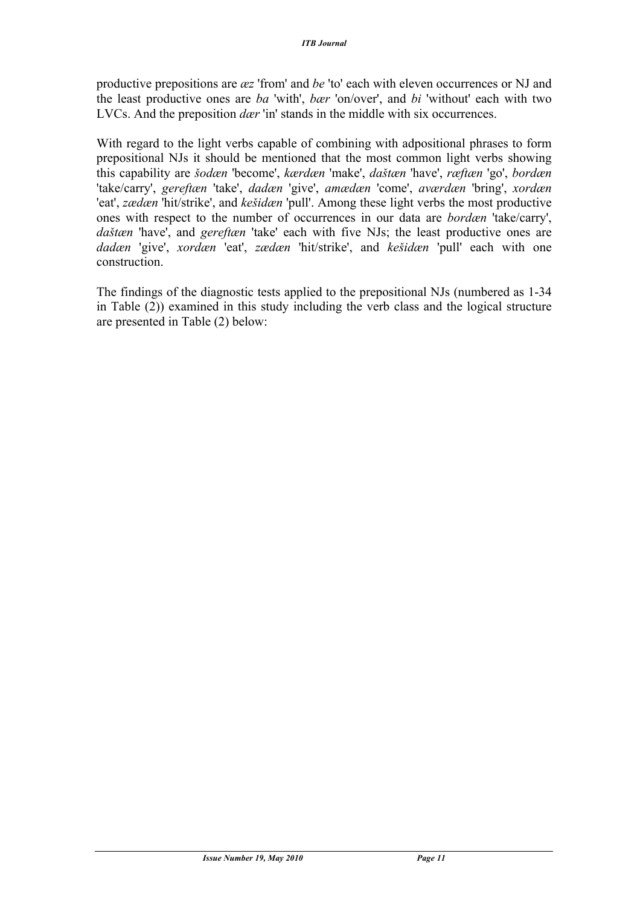productive prepositions are *æz* 'from' and *be* 'to' each with eleven occurrences or NJ and the least productive ones are *ba* 'with', *bær* 'on/over', and *bi* 'without' each with two LVCs. And the preposition *dær* 'in' stands in the middle with six occurrences.

With regard to the light verbs capable of combining with adpositional phrases to form prepositional NJs it should be mentioned that the most common light verbs showing this capability are *šodæn* 'become', *kærdæn* 'make', *daštæn* 'have', *ræftæn* 'go', *bordæn* 'take/carry', *gereftæn* 'take', *dadæn* 'give', *amædæn* 'come', *aværdæn* 'bring', *xordæn* 'eat', *zædæn* 'hit/strike', and *kešidæn* 'pull'. Among these light verbs the most productive ones with respect to the number of occurrences in our data are *bordæn* 'take/carry', *daštæn* 'have', and *gereftæn* 'take' each with five NJs; the least productive ones are *dadæn* 'give', *xordæn* 'eat', *zædæn* 'hit/strike', and *kešidæn* 'pull' each with one construction.

The findings of the diagnostic tests applied to the prepositional NJs (numbered as 1-34 in Table (2)) examined in this study including the verb class and the logical structure are presented in Table (2) below: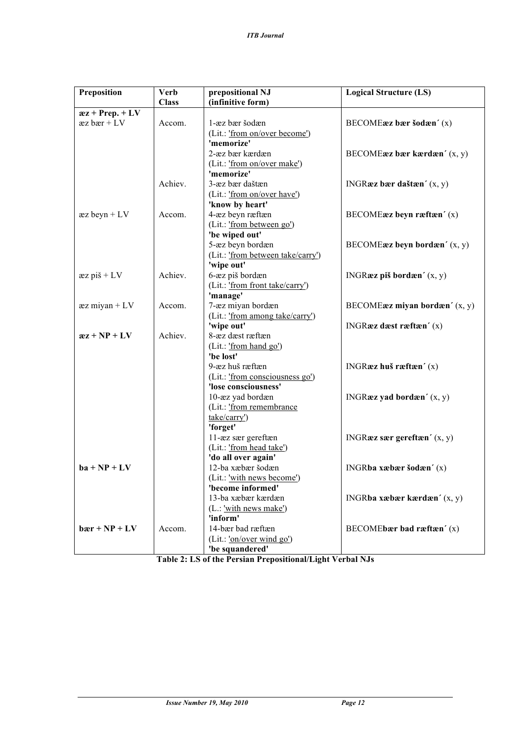| Preposition | Verb Class | prepositional NJ (infinitive form) | Logical Structure (LS) |
|---|---|---|---|
| **æz + Prep. + LV** | | | |
| æz bær + LV | Accom. | 1-æz bær šodæn (Lit.: 'from on/over become') **'memorize'** | BECOME**æz bær šodæn´** (x) |
| | | 2-æz bær kærdæn (Lit.: 'from on/over make') **'memorize'** | BECOME**æz bær kærdæn´** (x, y) |
| | Achiev. | 3-æz bær daštæn (Lit.: 'from on/over have') **'know by heart'** | INGR**æz bær daštæn´** (x, y) |
| æz beyn + LV | Accom. | 4-æz beyn ræftæn (Lit.: 'from between go') **'be wiped out'** | BECOME**æz beyn ræftæn´** (x) |
| | | 5-æz beyn bordæn (Lit.: 'from between take/carry') **'wipe out'** | BECOME**æz beyn bordæn´** (x, y) |
| æz piš + LV | Achiev. | 6-æz piš bordæn (Lit.: 'from front take/carry') **'manage'** | INGR**æz piš bordæn´** (x, y) |
| æz miyan + LV | Accom. | 7-æz miyan bordæn (Lit.: 'from among take/carry') **'wipe out'** | BECOME**æz miyan bordæn´** (x, y) |
| **æz + NP + LV** | Achiev. | 8-æz dæst ræftæn (Lit.: 'from hand go') **'be lost'** | INGR**æz dæst ræftæn´** (x) |
| | | 9-æz huš ræftæn (Lit.: 'from consciousness go') **'lose consciousness'** | INGR**æz huš ræftæn´** (x) |
| | | 10-æz yad bordæn (Lit.: 'from remembrance take/carry') **'forget'** | INGR**æz yad bordæn´** (x, y) |
| | | 11-æz sær gereftæn (Lit.: 'from head take') **'do all over again'** | INGR**æz sær gereftæn´** (x, y) |
| **ba + NP + LV** | | 12-ba xæbær šodæn (Lit.: 'with news become') **'become informed'** | INGR**ba xæbær šodæn´** (x) |
| | | 13-ba xæbær kærdæn (L.: 'with news make') **'inform'** | INGR**ba xæbær kærdæn´** (x, y) |
| **bær + NP + LV** | Accom. | 14-bær bad ræftæn (Lit.: 'on/over wind go') **'be squandered'** | BECOME**bær bad ræftæn´** (x) |

**Table 2: LS of the Persian Prepositional/Light Verbal NJs**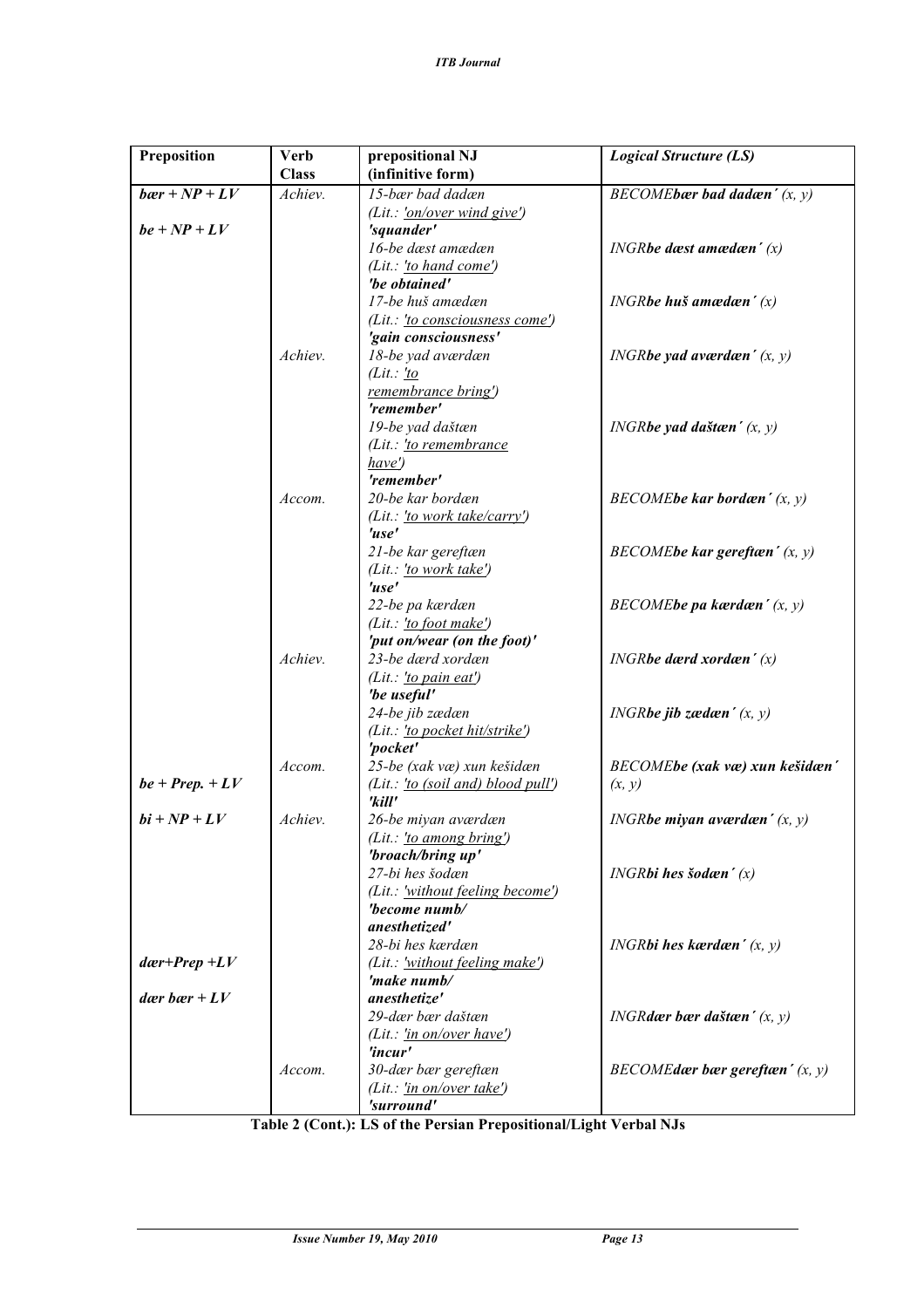| Preposition | Verb Class | prepositional NJ (infinitive form) | *Logical Structure (LS)* |
|---|---|---|---|
| ***bær + NP + LV*** | *Achiev.* | *15-bær bad dadæn*<br>*(Lit.: 'on/over wind give')*<br>***'squander'*** | *BECOME**bær bad dadæn´** (x, y)* |
| ***be + NP + LV*** | | *16-be dæst amædæn*<br>*(Lit.: 'to hand come')*<br>***'be obtained'*** | *INGR**be dæst amædæn´** (x)* |
| | | *17-be huš amædæn*<br>*(Lit.: 'to consciousness come')*<br>***'gain consciousness'*** | *INGR**be huš amædæn´** (x)* |
| | *Achiev.* | *18-be yad aværdæn*<br>*(Lit.: 'to remembrance bring')*<br>***'remember'*** | *INGR**be yad aværdæn´** (x, y)* |
| | | *19-be yad daštæn*<br>*(Lit.: 'to remembrance have')*<br>***'remember'*** | *INGR**be yad daštæn´** (x, y)* |
| | *Accom.* | *20-be kar bordæn*<br>*(Lit.: 'to work take/carry')*<br>***'use'*** | *BECOME**be kar bordæn´** (x, y)* |
| | | *21-be kar gereftæn*<br>*(Lit.: 'to work take')*<br>***'use'*** | *BECOME**be kar gereftæn´** (x, y)* |
| | | *22-be pa kærdæn*<br>*(Lit.: 'to foot make')*<br>***'put on/wear (on the foot)'*** | *BECOME**be pa kærdæn´** (x, y)* |
| | *Achiev.* | *23-be dærd xordæn*<br>*(Lit.: 'to pain eat')*<br>***'be useful'*** | *INGR**be dærd xordæn´** (x)* |
| | | *24-be jib zædæn*<br>*(Lit.: 'to pocket hit/strike')*<br>***'pocket'*** | *INGR**be jib zædæn´** (x, y)* |
| ***be + Prep. + LV*** | *Accom.* | *25-be (xak væ) xun kešidæn*<br>*(Lit.: 'to (soil and) blood pull')*<br>***'kill'*** | *BECOME**be (xak væ) xun kešidæn´** (x, y)* |
| ***bi + NP + LV*** | *Achiev.* | *26-be miyan aværdæn*<br>*(Lit.: 'to among bring')*<br>***'broach/bring up'*** | *INGR**be miyan aværdæn´** (x, y)* |
| | | *27-bi hes šodæn*<br>*(Lit.: 'without feeling become')*<br>***'become numb/ anesthetized'*** | *INGR**bi hes šodæn´** (x)* |
| ***dær+Prep +LV*** | | *28-bi hes kærdæn*<br>*(Lit.: 'without feeling make')*<br>***'make numb/ anesthetize'*** | *INGR**bi hes kærdæn´** (x, y)* |
| ***dær bær + LV*** | | *29-dær bær daštæn*<br>*(Lit.: 'in on/over have')*<br>***'incur'*** | *INGR**dær bær daštæn´** (x, y)* |
| | *Accom.* | *30-dær bær gereftæn*<br>*(Lit.: 'in on/over take')*<br>***'surround'*** | *BECOME**dær bær gereftæn´** (x, y)* |

**Table 2 (Cont.): LS of the Persian Prepositional/Light Verbal NJs**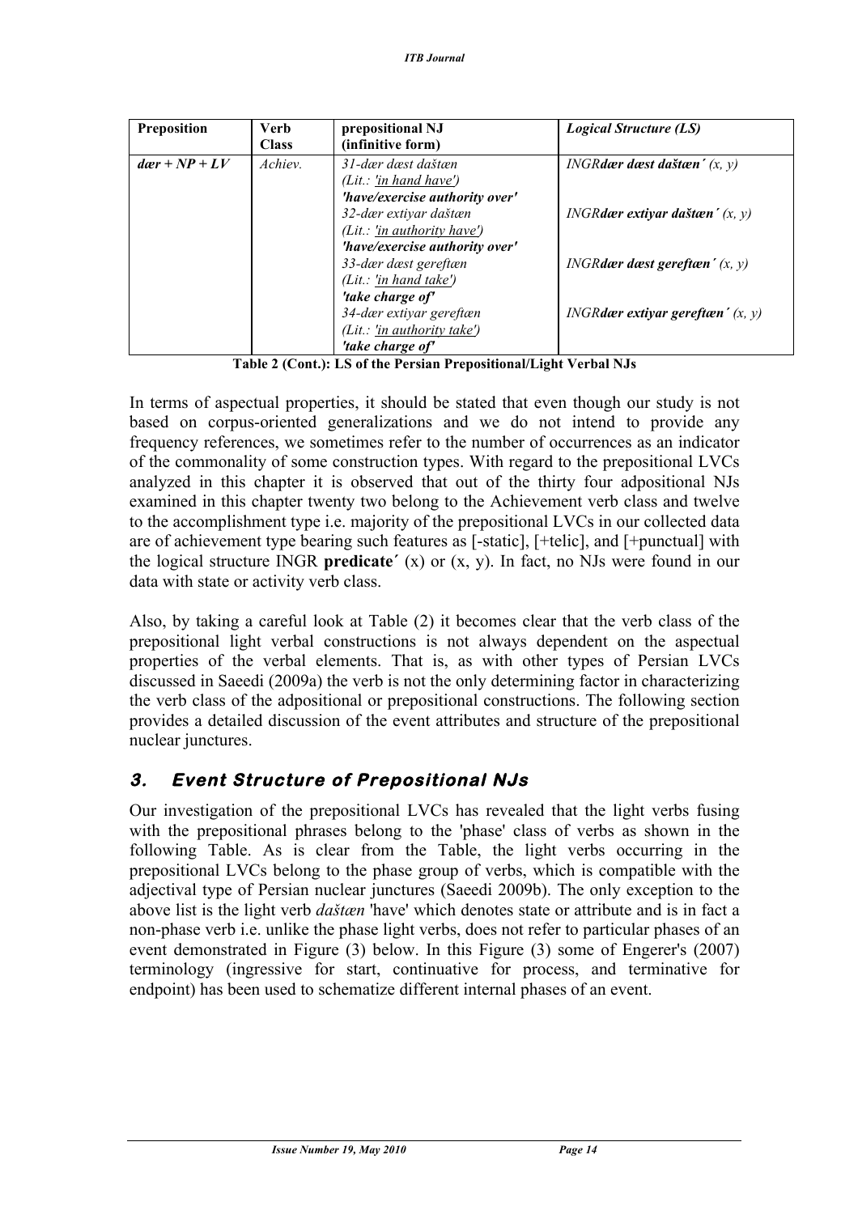| Preposition | Verb Class | prepositional NJ (infinitive form) | *Logical Structure (LS)* |
|---|---|---|---|
| ***dær + NP + LV*** | *Achiev.* | *31-dær dæst daštæn* <br> *(Lit.: 'in hand have')* <br> ***'have/exercise authority over'*** | *INGR**dær dæst daštæn´** (x, y)* |
| | | *32-dær extiyar daštæn* <br> *(Lit.: 'in authority have')* <br> ***'have/exercise authority over'*** | *INGR**dær extiyar daštæn´** (x, y)* |
| | | *33-dær dæst gereftæn* <br> *(Lit.: 'in hand take')* <br> ***'take charge of'*** | *INGR**dær dæst gereftæn´** (x, y)* |
| | | *34-dær extiyar gereftæn* <br> *(Lit.: 'in authority take')* <br> ***'take charge of'*** | *INGR**dær extiyar gereftæn´** (x, y)* |

**Table 2 (Cont.): LS of the Persian Prepositional/Light Verbal NJs**

In terms of aspectual properties, it should be stated that even though our study is not based on corpus-oriented generalizations and we do not intend to provide any frequency references, we sometimes refer to the number of occurrences as an indicator of the commonality of some construction types. With regard to the prepositional LVCs analyzed in this chapter it is observed that out of the thirty four adpositional NJs examined in this chapter twenty two belong to the Achievement verb class and twelve to the accomplishment type i.e. majority of the prepositional LVCs in our collected data are of achievement type bearing such features as [-static], [+telic], and [+punctual] with the logical structure INGR **predicate´** (x) or (x, y). In fact, no NJs were found in our data with state or activity verb class.

Also, by taking a careful look at Table (2) it becomes clear that the verb class of the prepositional light verbal constructions is not always dependent on the aspectual properties of the verbal elements. That is, as with other types of Persian LVCs discussed in Saeedi (2009a) the verb is not the only determining factor in characterizing the verb class of the adpositional or prepositional constructions. The following section provides a detailed discussion of the event attributes and structure of the prepositional nuclear junctures.

## *3. Event Structure of Prepositional NJs*

Our investigation of the prepositional LVCs has revealed that the light verbs fusing with the prepositional phrases belong to the 'phase' class of verbs as shown in the following Table. As is clear from the Table, the light verbs occurring in the prepositional LVCs belong to the phase group of verbs, which is compatible with the adjectival type of Persian nuclear junctures (Saeedi 2009b). The only exception to the above list is the light verb *daštæn* 'have' which denotes state or attribute and is in fact a non-phase verb i.e. unlike the phase light verbs, does not refer to particular phases of an event demonstrated in Figure (3) below. In this Figure (3) some of Engerer's (2007) terminology (ingressive for start, continuative for process, and terminative for endpoint) has been used to schematize different internal phases of an event.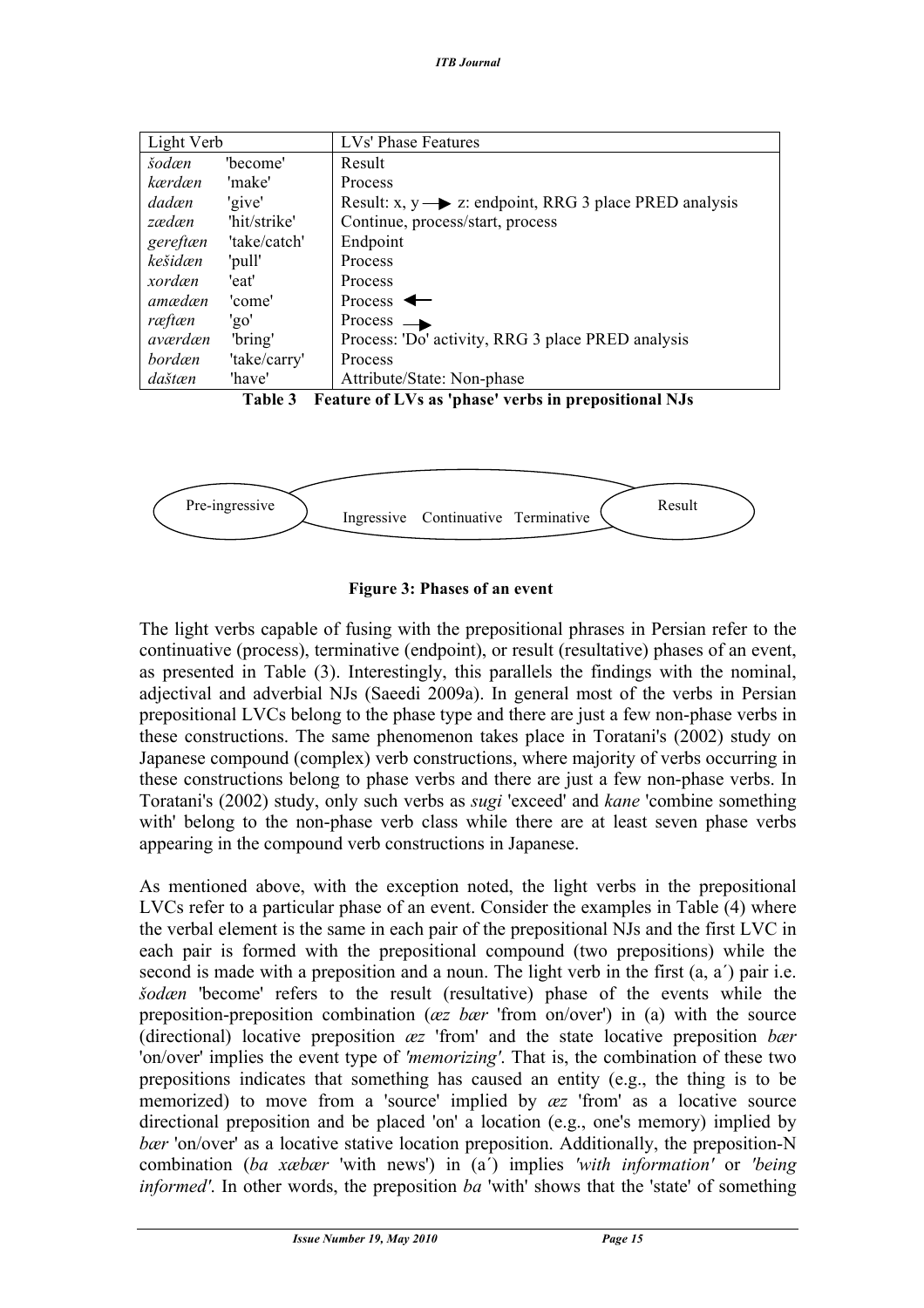| Light Verb | | LVs' Phase Features |
|---|---|---|
| *šodæn* | 'become' | Result |
| *kærdæn* | 'make' | Process |
| *dadæn* | 'give' | Result: x, y ⟶ z: endpoint, RRG 3 place PRED analysis |
| *zædæn* | 'hit/strike' | Continue, process/start, process |
| *gereftæn* | 'take/catch' | Endpoint |
| *kešidæn* | 'pull' | Process |
| *xordæn* | 'eat' | Process |
| *amædæn* | 'come' | Process ⟵ |
| *ræftæn* | 'go' | Process ⟶ |
| *aværdæn* | 'bring' | Process: 'Do' activity, RRG 3 place PRED analysis |
| *bordæn* | 'take/carry' | Process |
| *daštæn* | 'have' | Attribute/State: Non-phase |

**Table 3 Feature of LVs as 'phase' verbs in prepositional NJs**

Pre-ingressive — Ingressive Continuative Terminative — Result

**Figure 3: Phases of an event**

The light verbs capable of fusing with the prepositional phrases in Persian refer to the continuative (process), terminative (endpoint), or result (resultative) phases of an event, as presented in Table (3). Interestingly, this parallels the findings with the nominal, adjectival and adverbial NJs (Saeedi 2009a). In general most of the verbs in Persian prepositional LVCs belong to the phase type and there are just a few non-phase verbs in these constructions. The same phenomenon takes place in Toratani's (2002) study on Japanese compound (complex) verb constructions, where majority of verbs occurring in these constructions belong to phase verbs and there are just a few non-phase verbs. In Toratani's (2002) study, only such verbs as *sugi* 'exceed' and *kane* 'combine something with' belong to the non-phase verb class while there are at least seven phase verbs appearing in the compound verb constructions in Japanese.

As mentioned above, with the exception noted, the light verbs in the prepositional LVCs refer to a particular phase of an event. Consider the examples in Table (4) where the verbal element is the same in each pair of the prepositional NJs and the first LVC in each pair is formed with the prepositional compound (two prepositions) while the second is made with a preposition and a noun. The light verb in the first (a, a´) pair i.e. *šodæn* 'become' refers to the result (resultative) phase of the events while the preposition-preposition combination (*æz bær* 'from on/over') in (a) with the source (directional) locative preposition *æz* 'from' and the state locative preposition *bær* 'on/over' implies the event type of *'memorizing'*. That is, the combination of these two prepositions indicates that something has caused an entity (e.g., the thing is to be memorized) to move from a 'source' implied by *æz* 'from' as a locative source directional preposition and be placed 'on' a location (e.g., one's memory) implied by *bær* 'on/over' as a locative stative location preposition. Additionally, the preposition-N combination (*ba xæbær* 'with news') in (a´) implies *'with information'* or *'being informed'*. In other words, the preposition *ba* 'with' shows that the 'state' of something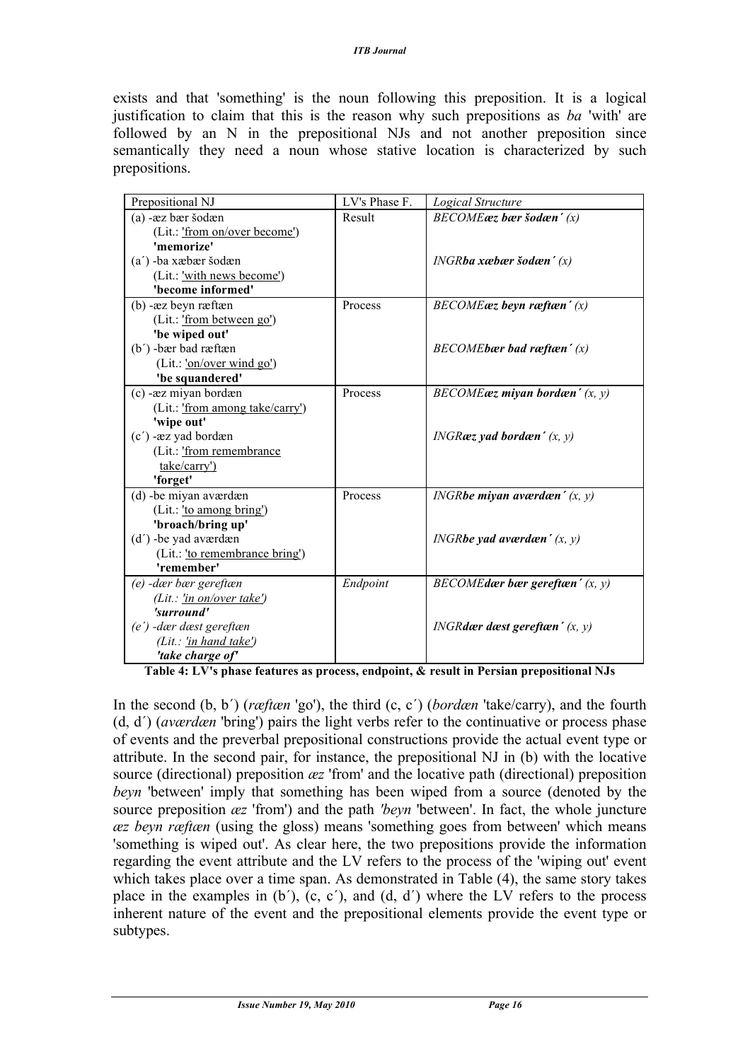exists and that 'something' is the noun following this preposition. It is a logical justification to claim that this is the reason why such prepositions as *ba* 'with' are followed by an N in the prepositional NJs and not another preposition since semantically they need a noun whose stative location is characterized by such prepositions.

| Prepositional NJ | LV's Phase F. | *Logical Structure* |
|---|---|---|
| (a) -æz bær šodæn<br>(Lit.: 'from on/over become')<br>**'memorize'**<br>(a´) -ba xæbær šodæn<br>(Lit.: 'with news become')<br>**'become informed'** | Result | *BECOME**æz bær šodæn´ (x)***<br><br><br>*INGR**ba xæbær šodæn´ (x)*** |
| (b) -æz beyn ræftæn<br>(Lit.: 'from between go')<br>**'be wiped out'**<br>(b´) -bær bad ræftæn<br>(Lit.: 'on/over wind go')<br>**'be squandered'** | Process | *BECOME**æz beyn ræftæn´ (x)***<br><br><br>*BECOME**bær bad ræftæn´ (x)*** |
| (c) -æz miyan bordæn<br>(Lit.: 'from among take/carry')<br>**'wipe out'**<br>(c´) -æz yad bordæn<br>(Lit.: 'from remembrance take/carry')<br>**'forget'** | Process | *BECOME**æz miyan bordæn´ (x, y)***<br><br><br>*INGR**æz yad bordæn´ (x, y)*** |
| (d) -be miyan aværdæn<br>(Lit.: 'to among bring')<br>**'broach/bring up'**<br>(d´) -be yad aværdæn<br>(Lit.: 'to remembrance bring')<br>**'remember'** | Process | *INGR**be miyan aværdæn´ (x, y)***<br><br><br>*INGR**be yad aværdæn´ (x, y)*** |
| *(e) -dær bær gereftæn*<br>*(Lit.: 'in on/over take')*<br>***'surround'***<br>*(e´) -dær dæst gereftæn*<br>*(Lit.: 'in hand take')*<br>***'take charge of'*** | *Endpoint* | *BECOME**dær bær gereftæn´ (x, y)***<br><br><br>*INGR**dær dæst gereftæn´ (x, y)*** |

**Table 4: LV's phase features as process, endpoint, & result in Persian prepositional NJs**

In the second (b, b´) (*ræftæn* 'go'), the third (c, c´) (*bordæn* 'take/carry), and the fourth (d, d´) (*aværdæn* 'bring') pairs the light verbs refer to the continuative or process phase of events and the preverbal prepositional constructions provide the actual event type or attribute. In the second pair, for instance, the prepositional NJ in (b) with the locative source (directional) preposition *æz* 'from' and the locative path (directional) preposition *beyn* 'between' imply that something has been wiped from a source (denoted by the source preposition *æz* 'from') and the path *'beyn* 'between'. In fact, the whole juncture *æz beyn ræftæn* (using the gloss) means 'something goes from between' which means 'something is wiped out'. As clear here, the two prepositions provide the information regarding the event attribute and the LV refers to the process of the 'wiping out' event which takes place over a time span. As demonstrated in Table (4), the same story takes place in the examples in (b´), (c, c´), and (d, d´) where the LV refers to the process inherent nature of the event and the prepositional elements provide the event type or subtypes.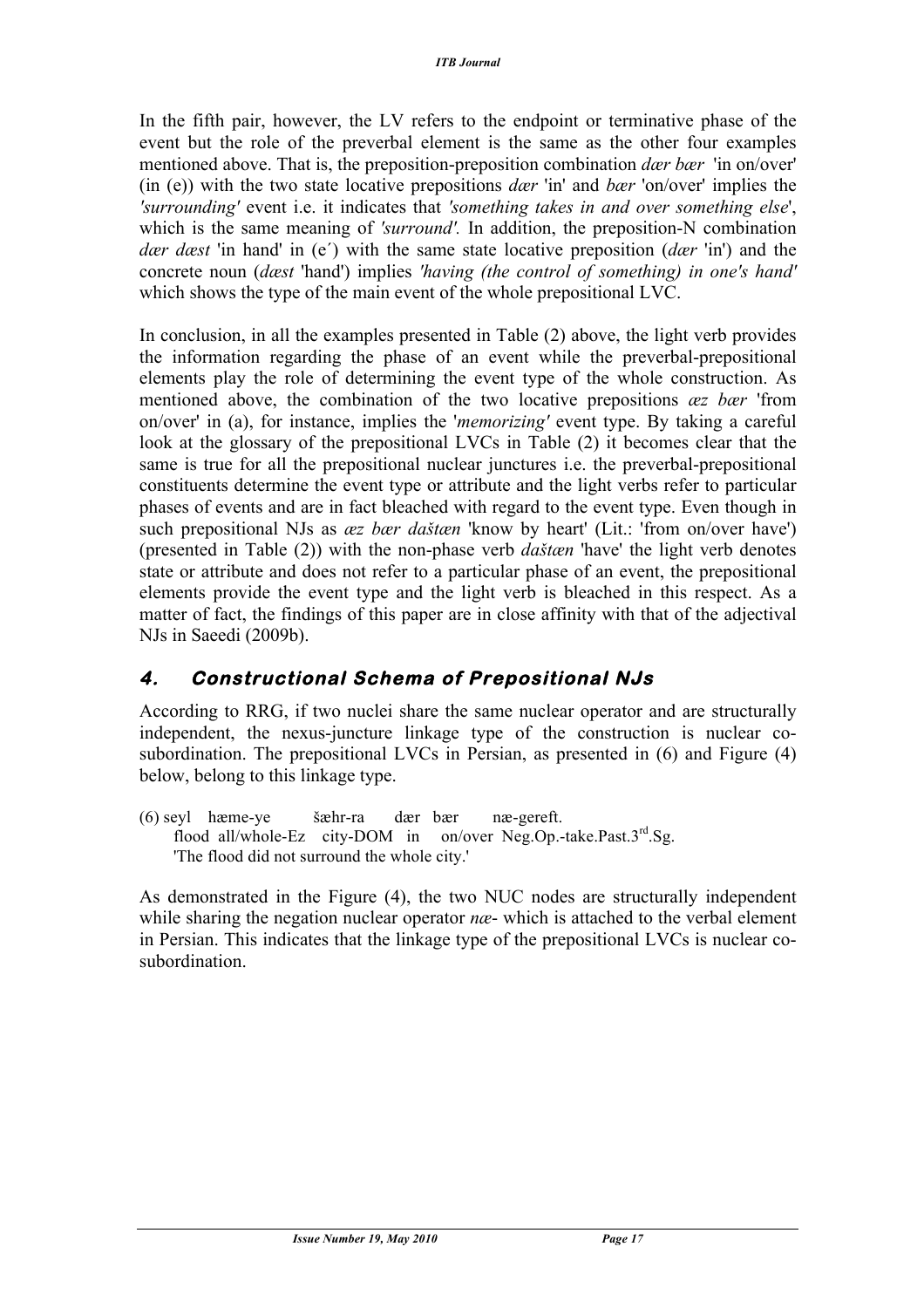In the fifth pair, however, the LV refers to the endpoint or terminative phase of the event but the role of the preverbal element is the same as the other four examples mentioned above. That is, the preposition-preposition combination *dær bær* 'in on/over' (in (e)) with the two state locative prepositions *dær* 'in' and *bær* 'on/over' implies the *'surrounding'* event i.e. it indicates that *'something takes in and over something else*', which is the same meaning of *'surround'.* In addition, the preposition-N combination *dær dæst* 'in hand' in (e´) with the same state locative preposition (*dær* 'in') and the concrete noun (*dæst* 'hand') implies *'having (the control of something) in one's hand'* which shows the type of the main event of the whole prepositional LVC.

In conclusion, in all the examples presented in Table (2) above, the light verb provides the information regarding the phase of an event while the preverbal-prepositional elements play the role of determining the event type of the whole construction. As mentioned above, the combination of the two locative prepositions *æz bær* 'from on/over' in (a), for instance, implies the '*memorizing'* event type. By taking a careful look at the glossary of the prepositional LVCs in Table (2) it becomes clear that the same is true for all the prepositional nuclear junctures i.e. the preverbal-prepositional constituents determine the event type or attribute and the light verbs refer to particular phases of events and are in fact bleached with regard to the event type. Even though in such prepositional NJs as *æz bær daštæn* 'know by heart' (Lit.: 'from on/over have') (presented in Table (2)) with the non-phase verb *daštæn* 'have' the light verb denotes state or attribute and does not refer to a particular phase of an event, the prepositional elements provide the event type and the light verb is bleached in this respect. As a matter of fact, the findings of this paper are in close affinity with that of the adjectival NJs in Saeedi (2009b).

## 4. Constructional Schema of Prepositional NJs

According to RRG, if two nuclei share the same nuclear operator and are structurally independent, the nexus-juncture linkage type of the construction is nuclear co-subordination. The prepositional LVCs in Persian, as presented in (6) and Figure (4) below, belong to this linkage type.

(6) seyl hæme-ye šæhr-ra dær bær næ-gereft.
flood all/whole-Ez city-DOM in on/over Neg.Op.-take.Past.3rd.Sg.
'The flood did not surround the whole city.'

As demonstrated in the Figure (4), the two NUC nodes are structurally independent while sharing the negation nuclear operator *næ-* which is attached to the verbal element in Persian. This indicates that the linkage type of the prepositional LVCs is nuclear co-subordination.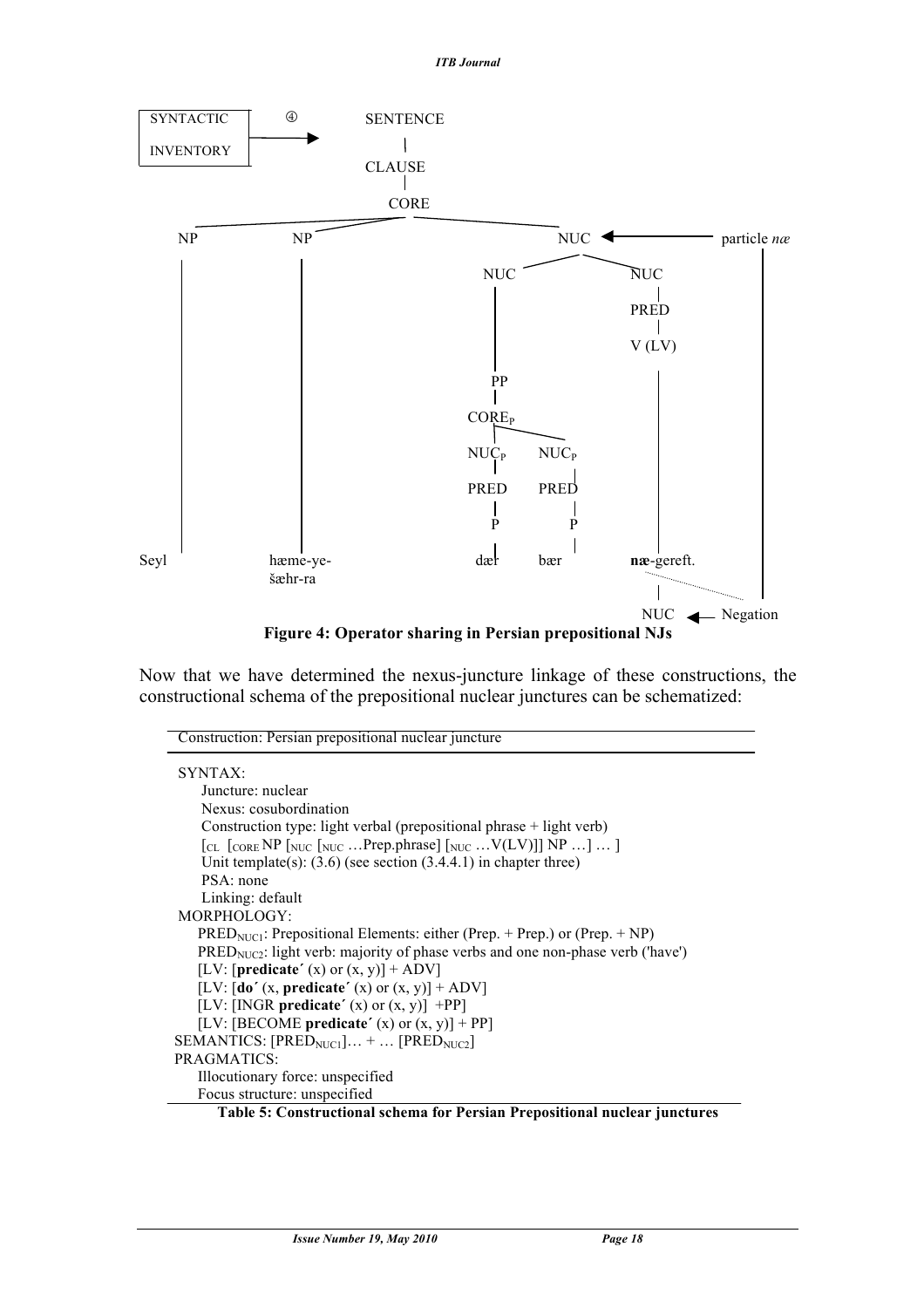```
SYNTACTIC    ④   SENTENCE
INVENTORY  ----->    |
                   CLAUSE
                     |
                    CORE
   ___________________|____________________
  NP          NP                          NUC  <-------- particle næ
  |           |                 __________|__________         |
  |           |               NUC                   NUC       |
  |           |                |                     |        |
  |           |                |                   PRED       |
  |           |                |                     |        |
  |           |                |                   V (LV)     |
  |           |                PP                    |        |
  |           |                |                     |        |
  |           |              CORE_P                  |        |
  |           |            ____|____                 |        |
  |           |          NUC_P    NUC_P              |        |
  |           |            |        |                |        |
  |           |          PRED     PRED               |        |
  |           |            |        |                |        |
  |           |            P        P                |        |
  |           |            |        |                |        |
Seyl       hæme-ye-       dær      bær          næ-gereft.    |
           šæhr-ra                                  |         |
                                                   NUC <--- Negation
```

**Figure 4: Operator sharing in Persian prepositional NJs**

Now that we have determined the nexus-juncture linkage of these constructions, the constructional schema of the prepositional nuclear junctures can be schematized:

---

Construction: Persian prepositional nuclear juncture

---

SYNTAX:
- Juncture: nuclear
- Nexus: cosubordination
- Construction type: light verbal (prepositional phrase + light verb)
- [$_{CL}$ [$_{CORE}$ NP [$_{NUC}$ [$_{NUC}$ …Prep.phrase] [$_{NUC}$ …V(LV)]] NP …] … ]
- Unit template(s): (3.6) (see section (3.4.4.1) in chapter three)
- PSA: none
- Linking: default

MORPHOLOGY:
- $PRED_{NUC1}$: Prepositional Elements: either (Prep. + Prep.) or (Prep. + NP)
- $PRED_{NUC2}$: light verb: majority of phase verbs and one non-phase verb ('have')
- [LV: [**predicate**´ (x) or (x, y)] + ADV]
- [LV: [**do**´ (x, **predicate**´ (x) or (x, y)] + ADV]
- [LV: [INGR **predicate**´ (x) or (x, y)] +PP]
- [LV: [BECOME **predicate**´ (x) or (x, y)] + PP]

SEMANTICS: [$PRED_{NUC1}$]… + … [$PRED_{NUC2}$]

PRAGMATICS:
- Illocutionary force: unspecified
- Focus structure: unspecified

---

**Table 5: Constructional schema for Persian Prepositional nuclear junctures**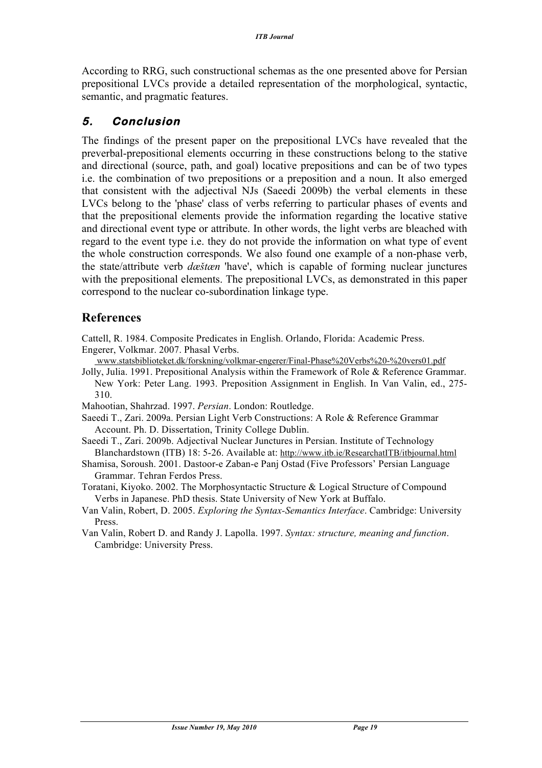According to RRG, such constructional schemas as the one presented above for Persian prepositional LVCs provide a detailed representation of the morphological, syntactic, semantic, and pragmatic features.

## 5. Conclusion

The findings of the present paper on the prepositional LVCs have revealed that the preverbal-prepositional elements occurring in these constructions belong to the stative and directional (source, path, and goal) locative prepositions and can be of two types i.e. the combination of two prepositions or a preposition and a noun. It also emerged that consistent with the adjectival NJs (Saeedi 2009b) the verbal elements in these LVCs belong to the 'phase' class of verbs referring to particular phases of events and that the prepositional elements provide the information regarding the locative stative and directional event type or attribute. In other words, the light verbs are bleached with regard to the event type i.e. they do not provide the information on what type of event the whole construction corresponds. We also found one example of a non-phase verb, the state/attribute verb *dæštæn* 'have', which is capable of forming nuclear junctures with the prepositional elements. The prepositional LVCs, as demonstrated in this paper correspond to the nuclear co-subordination linkage type.

## References

Cattell, R. 1984. Composite Predicates in English. Orlando, Florida: Academic Press.

Engerer, Volkmar. 2007. Phasal Verbs. www.statsbiblioteket.dk/forskning/volkmar-engerer/Final-Phase%20Verbs%20-%20vers01.pdf

Jolly, Julia. 1991. Prepositional Analysis within the Framework of Role & Reference Grammar. New York: Peter Lang. 1993. Preposition Assignment in English. In Van Valin, ed., 275-310.

Mahootian, Shahrzad. 1997. *Persian*. London: Routledge.

Saeedi T., Zari. 2009a. Persian Light Verb Constructions: A Role & Reference Grammar Account. Ph. D. Dissertation, Trinity College Dublin.

Saeedi T., Zari. 2009b. Adjectival Nuclear Junctures in Persian. Institute of Technology Blanchardstown (ITB) 18: 5-26. Available at: http://www.itb.ie/ResearchatITB/itbjournal.html

Shamisa, Soroush. 2001. Dastoor-e Zaban-e Panj Ostad (Five Professors' Persian Language Grammar. Tehran Ferdos Press.

Toratani, Kiyoko. 2002. The Morphosyntactic Structure & Logical Structure of Compound Verbs in Japanese. PhD thesis. State University of New York at Buffalo.

Van Valin, Robert, D. 2005. *Exploring the Syntax-Semantics Interface*. Cambridge: University Press.

Van Valin, Robert D. and Randy J. Lapolla. 1997. *Syntax: structure, meaning and function*. Cambridge: University Press.